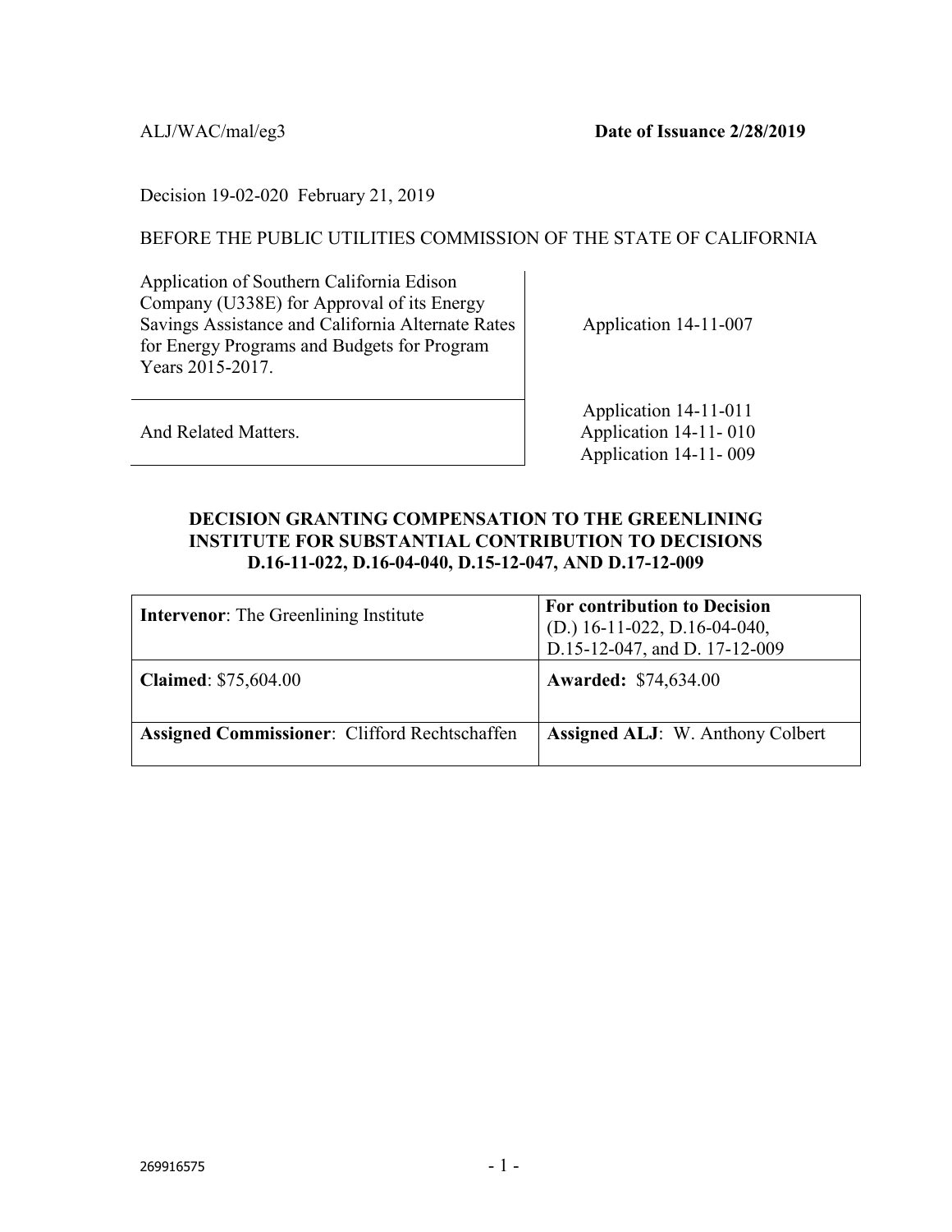ALJ/WAC/mal/eg3 **Date of Issuance 2/28/2019**

Decision 19-02-020 February 21, 2019

BEFORE THE PUBLIC UTILITIES COMMISSION OF THE STATE OF CALIFORNIA

| | |
|---|---|
| Application of Southern California Edison Company (U338E) for Approval of its Energy Savings Assistance and California Alternate Rates for Energy Programs and Budgets for Program Years 2015-2017. | Application 14-11-007 |
| And Related Matters. | Application 14-11-011<br>Application 14-11- 010<br>Application 14-11- 009 |

**DECISION GRANTING COMPENSATION TO THE GREENLINING INSTITUTE FOR SUBSTANTIAL CONTRIBUTION TO DECISIONS D.16-11-022, D.16-04-040, D.15-12-047, AND D.17-12-009**

| | |
|---|---|
| **Intervenor**: The Greenlining Institute | **For contribution to Decision** (D.) 16-11-022, D.16-04-040, D.15-12-047, and D. 17-12-009 |
| **Claimed**: $75,604.00 | **Awarded:** $74,634.00 |
| **Assigned Commissioner**: Clifford Rechtschaffen | **Assigned ALJ**: W. Anthony Colbert |

269916575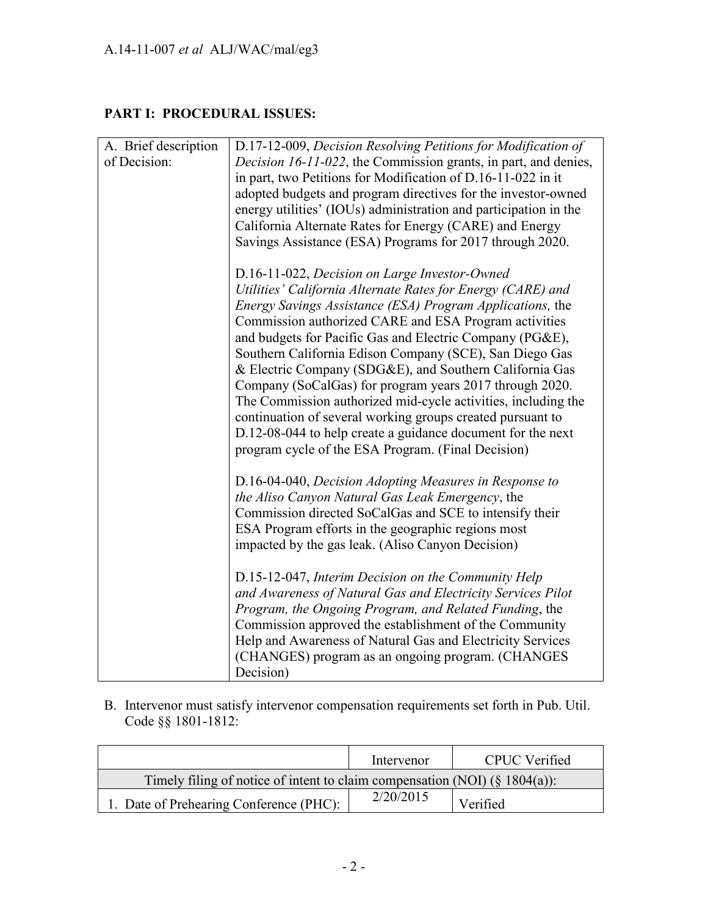## PART I: PROCEDURAL ISSUES:

| | |
|---|---|
| A. Brief description of Decision: | D.17-12-009, *Decision Resolving Petitions for Modification of Decision 16-11-022*, the Commission grants, in part, and denies, in part, two Petitions for Modification of D.16-11-022 in it adopted budgets and program directives for the investor-owned energy utilities' (IOUs) administration and participation in the California Alternate Rates for Energy (CARE) and Energy Savings Assistance (ESA) Programs for 2017 through 2020.<br><br>D.16-11-022, *Decision on Large Investor-Owned Utilities' California Alternate Rates for Energy (CARE) and Energy Savings Assistance (ESA) Program Applications,* the Commission authorized CARE and ESA Program activities and budgets for Pacific Gas and Electric Company (PG&E), Southern California Edison Company (SCE), San Diego Gas & Electric Company (SDG&E), and Southern California Gas Company (SoCalGas) for program years 2017 through 2020. The Commission authorized mid-cycle activities, including the continuation of several working groups created pursuant to D.12-08-044 to help create a guidance document for the next program cycle of the ESA Program. (Final Decision)<br><br>D.16-04-040, *Decision Adopting Measures in Response to the Aliso Canyon Natural Gas Leak Emergency*, the Commission directed SoCalGas and SCE to intensify their ESA Program efforts in the geographic regions most impacted by the gas leak. (Aliso Canyon Decision)<br><br>D.15-12-047, *Interim Decision on the Community Help and Awareness of Natural Gas and Electricity Services Pilot Program, the Ongoing Program, and Related Funding*, the Commission approved the establishment of the Community Help and Awareness of Natural Gas and Electricity Services (CHANGES) program as an ongoing program. (CHANGES Decision) |

B. Intervenor must satisfy intervenor compensation requirements set forth in Pub. Util. Code §§ 1801-1812:

| | Intervenor | CPUC Verified |
|---|---|---|
| Timely filing of notice of intent to claim compensation (NOI) (§ 1804(a)): | | |
| 1. Date of Prehearing Conference (PHC): | 2/20/2015 | Verified |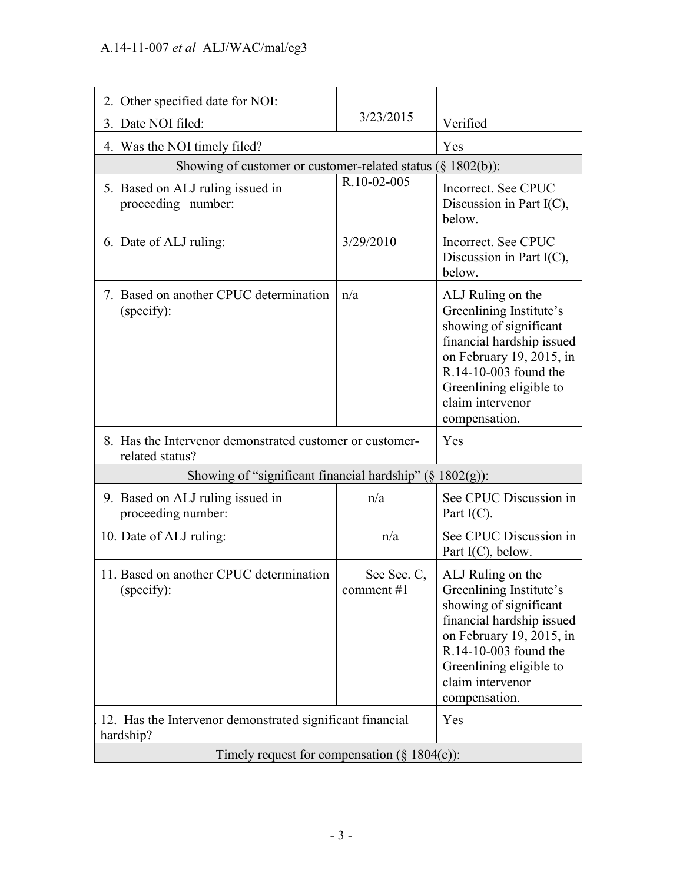| | | |
|---|---|---|
| 2. Other specified date for NOI: | | |
| 3. Date NOI filed: | 3/23/2015 | Verified |
| 4. Was the NOI timely filed? | | Yes |
| Showing of customer or customer-related status (§ 1802(b)): | | |
| 5. Based on ALJ ruling issued in proceeding number: | R.10-02-005 | Incorrect. See CPUC Discussion in Part I(C), below. |
| 6. Date of ALJ ruling: | 3/29/2010 | Incorrect. See CPUC Discussion in Part I(C), below. |
| 7. Based on another CPUC determination (specify): | n/a | ALJ Ruling on the Greenlining Institute's showing of significant financial hardship issued on February 19, 2015, in R.14-10-003 found the Greenlining eligible to claim intervenor compensation. |
| 8. Has the Intervenor demonstrated customer or customer-related status? | | Yes |
| Showing of "significant financial hardship" (§ 1802(g)): | | |
| 9. Based on ALJ ruling issued in proceeding number: | n/a | See CPUC Discussion in Part I(C). |
| 10. Date of ALJ ruling: | n/a | See CPUC Discussion in Part I(C), below. |
| 11. Based on another CPUC determination (specify): | See Sec. C, comment #1 | ALJ Ruling on the Greenlining Institute's showing of significant financial hardship issued on February 19, 2015, in R.14-10-003 found the Greenlining eligible to claim intervenor compensation. |
| 12. Has the Intervenor demonstrated significant financial hardship? | | Yes |
| Timely request for compensation (§ 1804(c)): | | |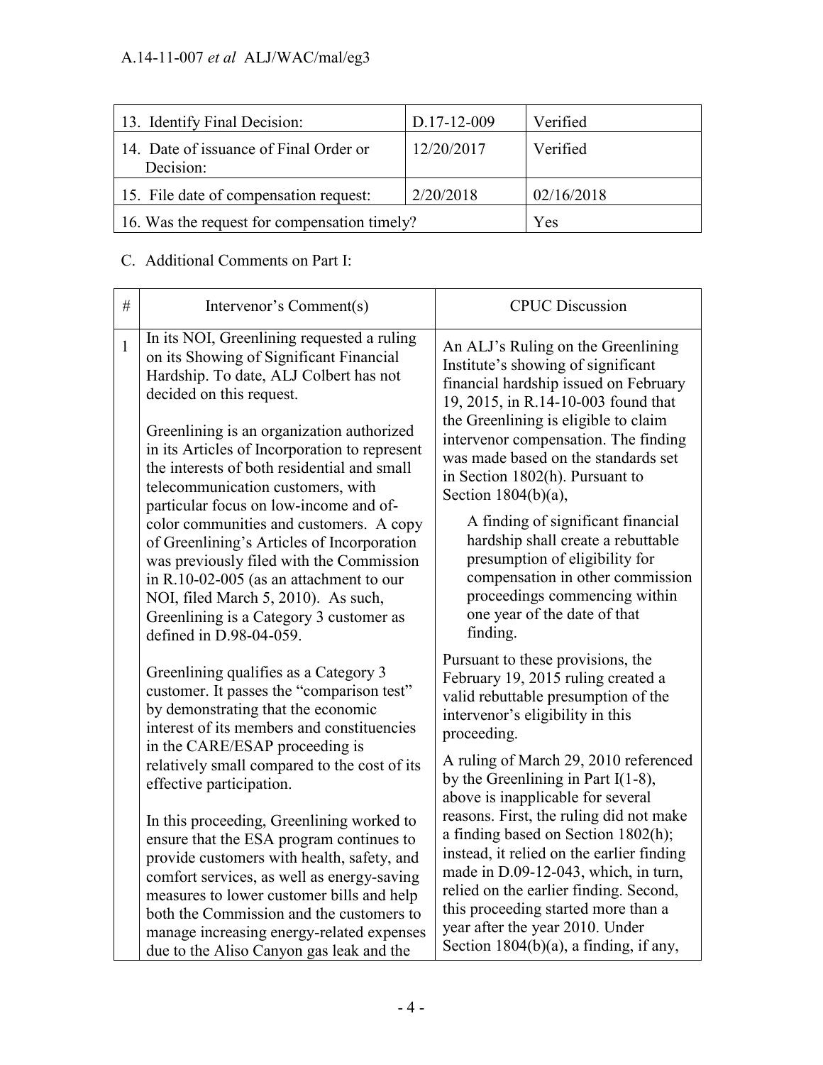| | | |
|---|---|---|
| 13. Identify Final Decision: | D.17-12-009 | Verified |
| 14. Date of issuance of Final Order or Decision: | 12/20/2017 | Verified |
| 15. File date of compensation request: | 2/20/2018 | 02/16/2018 |
| 16. Was the request for compensation timely? | | Yes |

C. Additional Comments on Part I:

| # | Intervenor's Comment(s) | CPUC Discussion |
|---|---|---|
| 1 | In its NOI, Greenlining requested a ruling on its Showing of Significant Financial Hardship. To date, ALJ Colbert has not decided on this request.<br><br>Greenlining is an organization authorized in its Articles of Incorporation to represent the interests of both residential and small telecommunication customers, with particular focus on low-income and of-color communities and customers. A copy of Greenlining's Articles of Incorporation was previously filed with the Commission in R.10-02-005 (as an attachment to our NOI, filed March 5, 2010). As such, Greenlining is a Category 3 customer as defined in D.98-04-059.<br><br>Greenlining qualifies as a Category 3 customer. It passes the "comparison test" by demonstrating that the economic interest of its members and constituencies in the CARE/ESAP proceeding is relatively small compared to the cost of its effective participation.<br><br>In this proceeding, Greenlining worked to ensure that the ESA program continues to provide customers with health, safety, and comfort services, as well as energy-saving measures to lower customer bills and help both the Commission and the customers to manage increasing energy-related expenses due to the Aliso Canyon gas leak and the | An ALJ's Ruling on the Greenlining Institute's showing of significant financial hardship issued on February 19, 2015, in R.14-10-003 found that the Greenlining is eligible to claim intervenor compensation. The finding was made based on the standards set in Section 1802(h). Pursuant to Section 1804(b)(a),<br><br>A finding of significant financial hardship shall create a rebuttable presumption of eligibility for compensation in other commission proceedings commencing within one year of the date of that finding.<br><br>Pursuant to these provisions, the February 19, 2015 ruling created a valid rebuttable presumption of the intervenor's eligibility in this proceeding.<br><br>A ruling of March 29, 2010 referenced by the Greenlining in Part I(1-8), above is inapplicable for several reasons. First, the ruling did not make a finding based on Section 1802(h); instead, it relied on the earlier finding made in D.09-12-043, which, in turn, relied on the earlier finding. Second, this proceeding started more than a year after the year 2010. Under Section 1804(b)(a), a finding, if any, |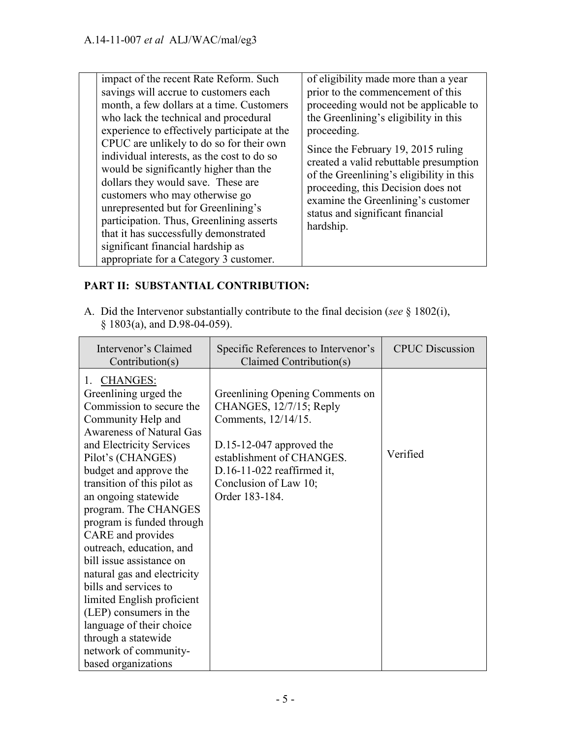| | | |
|---|---|---|
| | impact of the recent Rate Reform. Such savings will accrue to customers each month, a few dollars at a time. Customers who lack the technical and procedural experience to effectively participate at the CPUC are unlikely to do so for their own individual interests, as the cost to do so would be significantly higher than the dollars they would save. These are customers who may otherwise go unrepresented but for Greenlining's participation. Thus, Greenlining asserts that it has successfully demonstrated significant financial hardship as appropriate for a Category 3 customer. | of eligibility made more than a year prior to the commencement of this proceeding would not be applicable to the Greenlining's eligibility in this proceeding.<br><br>Since the February 19, 2015 ruling created a valid rebuttable presumption of the Greenlining's eligibility in this proceeding, this Decision does not examine the Greenlining's customer status and significant financial hardship. |

## PART II: SUBSTANTIAL CONTRIBUTION:

A. Did the Intervenor substantially contribute to the final decision (*see* § 1802(i), § 1803(a), and D.98-04-059).

| Intervenor's Claimed Contribution(s) | Specific References to Intervenor's Claimed Contribution(s) | CPUC Discussion |
|---|---|---|
| 1. CHANGES: Greenlining urged the Commission to secure the Community Help and Awareness of Natural Gas and Electricity Services Pilot's (CHANGES) budget and approve the transition of this pilot as an ongoing statewide program. The CHANGES program is funded through CARE and provides outreach, education, and bill issue assistance on natural gas and electricity bills and services to limited English proficient (LEP) consumers in the language of their choice through a statewide network of community-based organizations | Greenlining Opening Comments on CHANGES, 12/7/15; Reply Comments, 12/14/15.<br><br>D.15-12-047 approved the establishment of CHANGES. D.16-11-022 reaffirmed it, Conclusion of Law 10; Order 183-184. | Verified |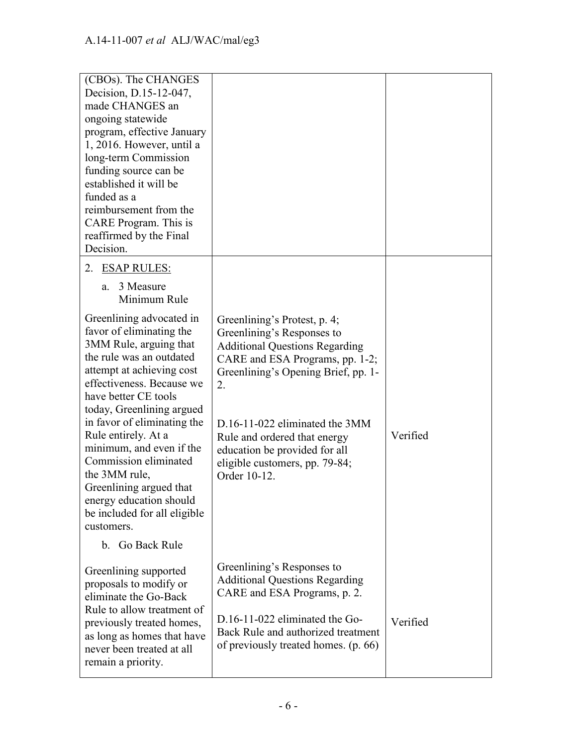| | | |
|---|---|---|
| (CBOs). The CHANGES Decision, D.15-12-047, made CHANGES an ongoing statewide program, effective January 1, 2016. However, until a long-term Commission funding source can be established it will be funded as a reimbursement from the CARE Program. This is reaffirmed by the Final Decision. | | |
| 2. ESAP RULES:<br>a. 3 Measure Minimum Rule<br><br>Greenlining advocated in favor of eliminating the 3MM Rule, arguing that the rule was an outdated attempt at achieving cost effectiveness. Because we have better CE tools today, Greenlining argued in favor of eliminating the Rule entirely. At a minimum, and even if the Commission eliminated the 3MM rule, Greenlining argued that energy education should be included for all eligible customers. | Greenlining's Protest, p. 4; Greenlining's Responses to Additional Questions Regarding CARE and ESA Programs, pp. 1-2; Greenlining's Opening Brief, pp. 1-2.<br><br>D.16-11-022 eliminated the 3MM Rule and ordered that energy education be provided for all eligible customers, pp. 79-84; Order 10-12. | Verified |
| b. Go Back Rule<br><br>Greenlining supported proposals to modify or eliminate the Go-Back Rule to allow treatment of previously treated homes, as long as homes that have never been treated at all remain a priority. | Greenlining's Responses to Additional Questions Regarding CARE and ESA Programs, p. 2.<br><br>D.16-11-022 eliminated the Go-Back Rule and authorized treatment of previously treated homes. (p. 66) | Verified |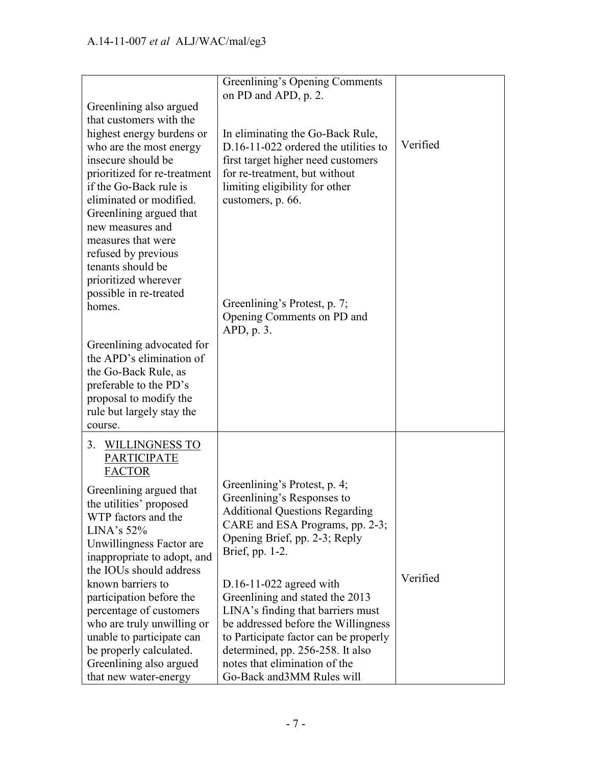| | | |
|---|---|---|
| Greenlining also argued that customers with the highest energy burdens or who are the most energy insecure should be prioritized for re-treatment if the Go-Back rule is eliminated or modified. Greenlining argued that new measures and measures that were refused by previous tenants should be prioritized wherever possible in re-treated homes.<br><br>Greenlining advocated for the APD's elimination of the Go-Back Rule, as preferable to the PD's proposal to modify the rule but largely stay the course. | Greenlining's Opening Comments on PD and APD, p. 2.<br><br>In eliminating the Go-Back Rule, D.16-11-022 ordered the utilities to first target higher need customers for re-treatment, but without limiting eligibility for other customers, p. 66.<br><br>Greenlining's Protest, p. 7; Opening Comments on PD and APD, p. 3. | Verified |
| 3. <u>WILLINGNESS TO PARTICIPATE FACTOR</u><br><br>Greenlining argued that the utilities' proposed WTP factors and the LINA's 52% Unwillingness Factor are inappropriate to adopt, and the IOUs should address known barriers to participation before the percentage of customers who are truly unwilling or unable to participate can be properly calculated. Greenlining also argued that new water-energy | Greenlining's Protest, p. 4; Greenlining's Responses to Additional Questions Regarding CARE and ESA Programs, pp. 2-3; Opening Brief, pp. 2-3; Reply Brief, pp. 1-2.<br><br>D.16-11-022 agreed with Greenlining and stated the 2013 LINA's finding that barriers must be addressed before the Willingness to Participate factor can be properly determined, pp. 256-258. It also notes that elimination of the Go-Back and3MM Rules will | Verified |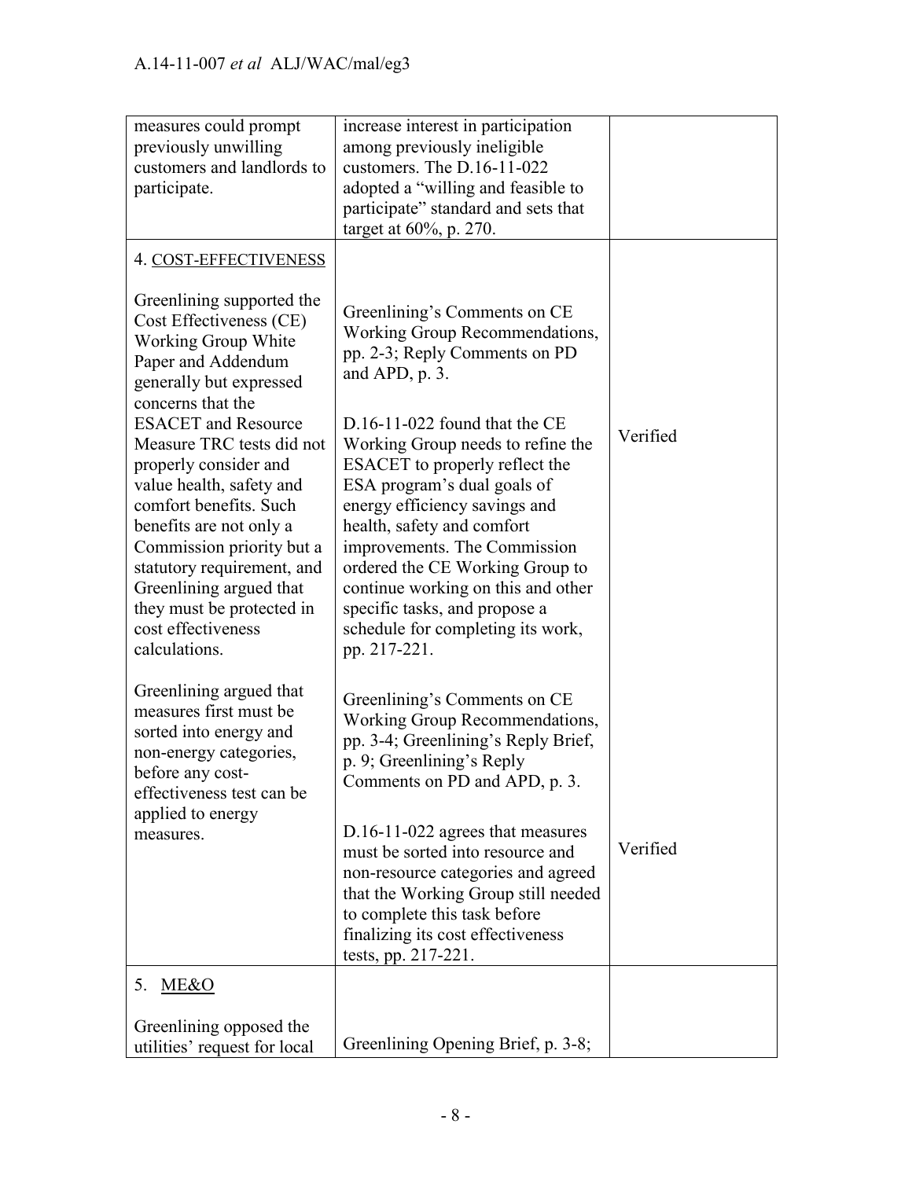| | | |
|---|---|---|
| measures could prompt previously unwilling customers and landlords to participate. | increase interest in participation among previously ineligible customers. The D.16-11-022 adopted a "willing and feasible to participate" standard and sets that target at 60%, p. 270. | |
| 4. <u>COST-EFFECTIVENESS</u><br><br>Greenlining supported the Cost Effectiveness (CE) Working Group White Paper and Addendum generally but expressed concerns that the ESACET and Resource Measure TRC tests did not properly consider and value health, safety and comfort benefits. Such benefits are not only a Commission priority but a statutory requirement, and Greenlining argued that they must be protected in cost effectiveness calculations. | Greenlining's Comments on CE Working Group Recommendations, pp. 2-3; Reply Comments on PD and APD, p. 3.<br><br>D.16-11-022 found that the CE Working Group needs to refine the ESACET to properly reflect the ESA program's dual goals of energy efficiency savings and health, safety and comfort improvements. The Commission ordered the CE Working Group to continue working on this and other specific tasks, and propose a schedule for completing its work, pp. 217-221. | Verified |
| Greenlining argued that measures first must be sorted into energy and non-energy categories, before any cost-effectiveness test can be applied to energy measures. | Greenlining's Comments on CE Working Group Recommendations, pp. 3-4; Greenlining's Reply Brief, p. 9; Greenlining's Reply Comments on PD and APD, p. 3.<br><br>D.16-11-022 agrees that measures must be sorted into resource and non-resource categories and agreed that the Working Group still needed to complete this task before finalizing its cost effectiveness tests, pp. 217-221. | Verified |
| 5. <u>ME&O</u><br><br>Greenlining opposed the utilities' request for local | Greenlining Opening Brief, p. 3-8; | |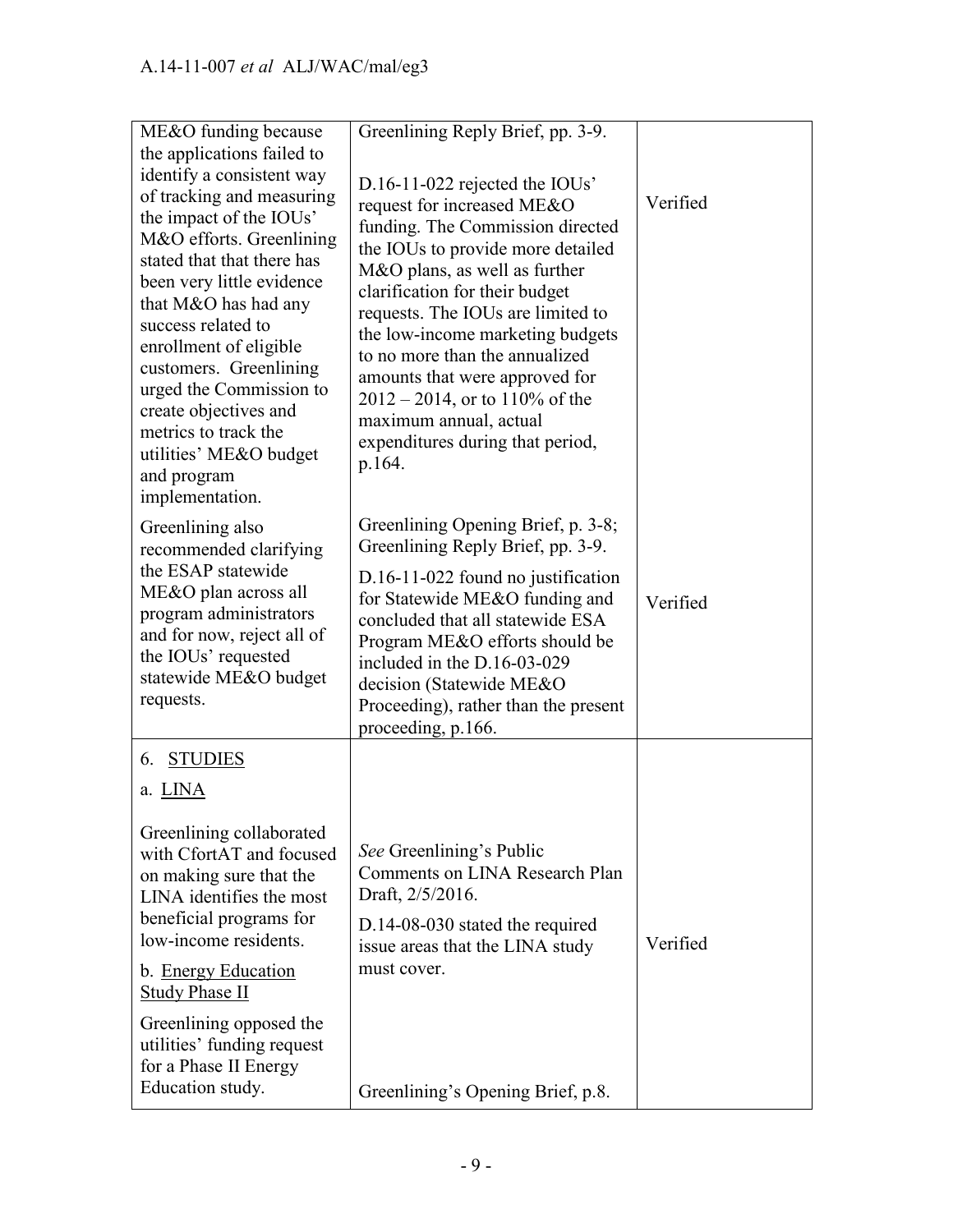| | | |
|---|---|---|
| ME&O funding because the applications failed to identify a consistent way of tracking and measuring the impact of the IOUs' M&O efforts. Greenlining stated that that there has been very little evidence that M&O has had any success related to enrollment of eligible customers. Greenlining urged the Commission to create objectives and metrics to track the utilities' ME&O budget and program implementation. | Greenlining Reply Brief, pp. 3-9.<br><br>D.16-11-022 rejected the IOUs' request for increased ME&O funding. The Commission directed the IOUs to provide more detailed M&O plans, as well as further clarification for their budget requests. The IOUs are limited to the low-income marketing budgets to no more than the annualized amounts that were approved for 2012 – 2014, or to 110% of the maximum annual, actual expenditures during that period, p.164. | Verified |
| Greenlining also recommended clarifying the ESAP statewide ME&O plan across all program administrators and for now, reject all of the IOUs' requested statewide ME&O budget requests. | Greenlining Opening Brief, p. 3-8; Greenlining Reply Brief, pp. 3-9.<br><br>D.16-11-022 found no justification for Statewide ME&O funding and concluded that all statewide ESA Program ME&O efforts should be included in the D.16-03-029 decision (Statewide ME&O Proceeding), rather than the present proceeding, p.166. | Verified |
| 6. <u>STUDIES</u><br><br>a. <u>LINA</u><br><br>Greenlining collaborated with CfortAT and focused on making sure that the LINA identifies the most beneficial programs for low-income residents.<br><br>b. <u>Energy Education Study Phase II</u><br><br>Greenlining opposed the utilities' funding request for a Phase II Energy Education study. | *See* Greenlining's Public Comments on LINA Research Plan Draft, 2/5/2016.<br><br>D.14-08-030 stated the required issue areas that the LINA study must cover.<br><br>Greenlining's Opening Brief, p.8. | Verified |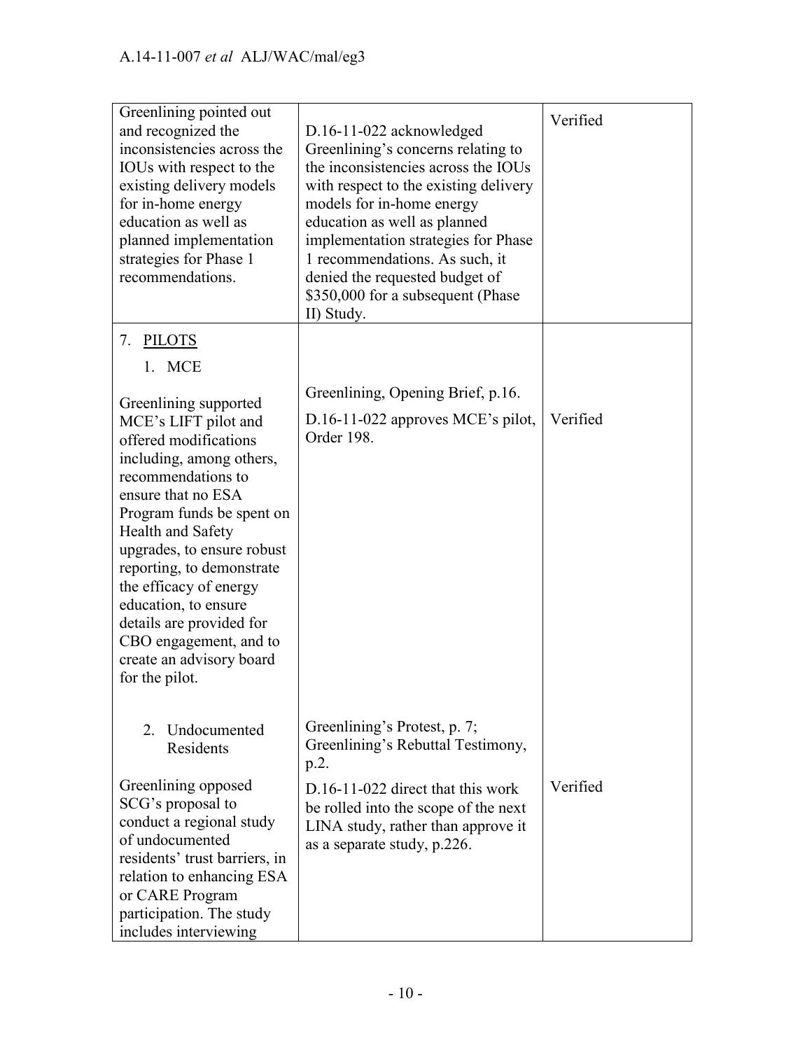| | | |
|---|---|---|
| Greenlining pointed out and recognized the inconsistencies across the IOUs with respect to the existing delivery models for in-home energy education as well as planned implementation strategies for Phase 1 recommendations. | D.16-11-022 acknowledged Greenlining's concerns relating to the inconsistencies across the IOUs with respect to the existing delivery models for in-home energy education as well as planned implementation strategies for Phase 1 recommendations. As such, it denied the requested budget of $350,000 for a subsequent (Phase II) Study. | Verified |
| 7. PILOTS<br><br>1. MCE<br><br>Greenlining supported MCE's LIFT pilot and offered modifications including, among others, recommendations to ensure that no ESA Program funds be spent on Health and Safety upgrades, to ensure robust reporting, to demonstrate the efficacy of energy education, to ensure details are provided for CBO engagement, and to create an advisory board for the pilot. | Greenlining, Opening Brief, p.16.<br><br>D.16-11-022 approves MCE's pilot, Order 198. | Verified |
| 2. Undocumented Residents<br><br>Greenlining opposed SCG's proposal to conduct a regional study of undocumented residents' trust barriers, in relation to enhancing ESA or CARE Program participation. The study includes interviewing | Greenlining's Protest, p. 7; Greenlining's Rebuttal Testimony, p.2.<br><br>D.16-11-022 direct that this work be rolled into the scope of the next LINA study, rather than approve it as a separate study, p.226. | Verified |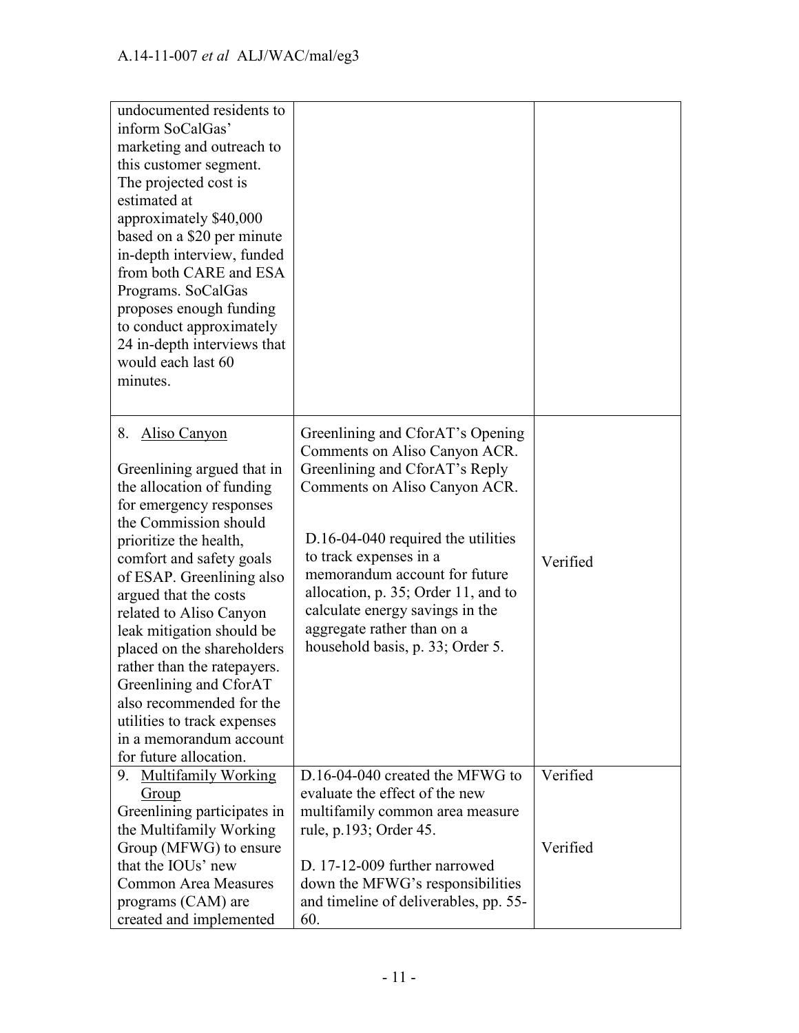| | | |
|---|---|---|
| undocumented residents to inform SoCalGas' marketing and outreach to this customer segment. The projected cost is estimated at approximately $40,000 based on a $20 per minute in-depth interview, funded from both CARE and ESA Programs. SoCalGas proposes enough funding to conduct approximately 24 in-depth interviews that would each last 60 minutes. | | |
| 8. Aliso Canyon<br><br>Greenlining argued that in the allocation of funding for emergency responses the Commission should prioritize the health, comfort and safety goals of ESAP. Greenlining also argued that the costs related to Aliso Canyon leak mitigation should be placed on the shareholders rather than the ratepayers. Greenlining and CforAT also recommended for the utilities to track expenses in a memorandum account for future allocation. | Greenlining and CforAT's Opening Comments on Aliso Canyon ACR. Greenlining and CforAT's Reply Comments on Aliso Canyon ACR.<br><br>D.16-04-040 required the utilities to track expenses in a memorandum account for future allocation, p. 35; Order 11, and to calculate energy savings in the aggregate rather than on a household basis, p. 33; Order 5. | Verified |
| 9. Multifamily Working Group<br>Greenlining participates in the Multifamily Working Group (MFWG) to ensure that the IOUs' new Common Area Measures programs (CAM) are created and implemented | D.16-04-040 created the MFWG to evaluate the effect of the new multifamily common area measure rule, p.193; Order 45.<br><br>D. 17-12-009 further narrowed down the MFWG's responsibilities and timeline of deliverables, pp. 55-60. | Verified<br><br>Verified |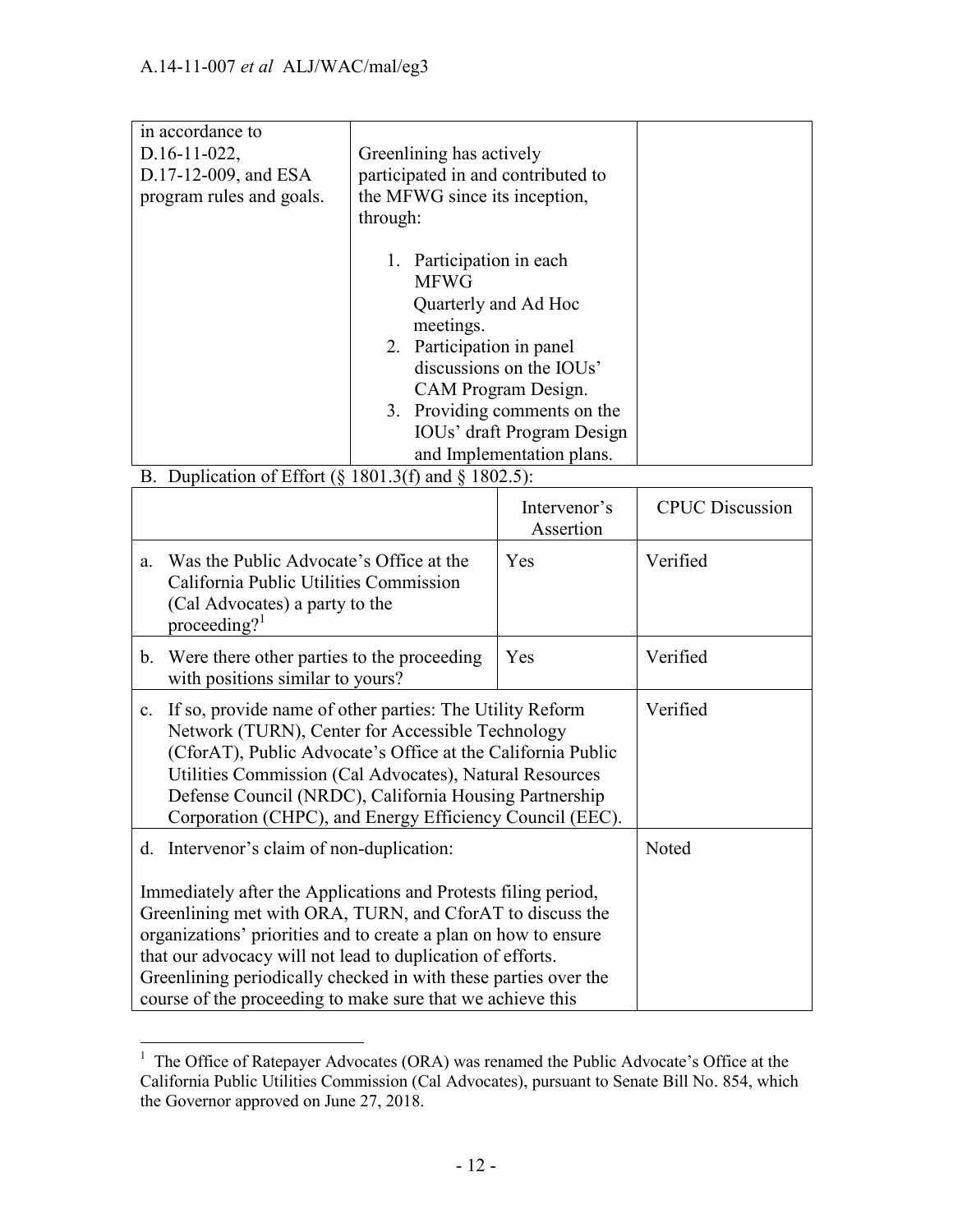| | | |
|---|---|---|
| in accordance to D.16-11-022, D.17-12-009, and ESA program rules and goals. | Greenlining has actively participated in and contributed to the MFWG since its inception, through:<br><br>1. Participation in each MFWG Quarterly and Ad Hoc meetings.<br>2. Participation in panel discussions on the IOUs' CAM Program Design.<br>3. Providing comments on the IOUs' draft Program Design and Implementation plans. | |

B. Duplication of Effort (§ 1801.3(f) and § 1802.5):

| | Intervenor's Assertion | CPUC Discussion |
|---|---|---|
| a. Was the Public Advocate's Office at the California Public Utilities Commission (Cal Advocates) a party to the proceeding?[1] | Yes | Verified |
| b. Were there other parties to the proceeding with positions similar to yours? | Yes | Verified |
| c. If so, provide name of other parties: The Utility Reform Network (TURN), Center for Accessible Technology (CforAT), Public Advocate's Office at the California Public Utilities Commission (Cal Advocates), Natural Resources Defense Council (NRDC), California Housing Partnership Corporation (CHPC), and Energy Efficiency Council (EEC). | | Verified |
| d. Intervenor's claim of non-duplication:<br><br>Immediately after the Applications and Protests filing period, Greenlining met with ORA, TURN, and CforAT to discuss the organizations' priorities and to create a plan on how to ensure that our advocacy will not lead to duplication of efforts. Greenlining periodically checked in with these parties over the course of the proceeding to make sure that we achieve this | | Noted |

[1] The Office of Ratepayer Advocates (ORA) was renamed the Public Advocate's Office at the California Public Utilities Commission (Cal Advocates), pursuant to Senate Bill No. 854, which the Governor approved on June 27, 2018.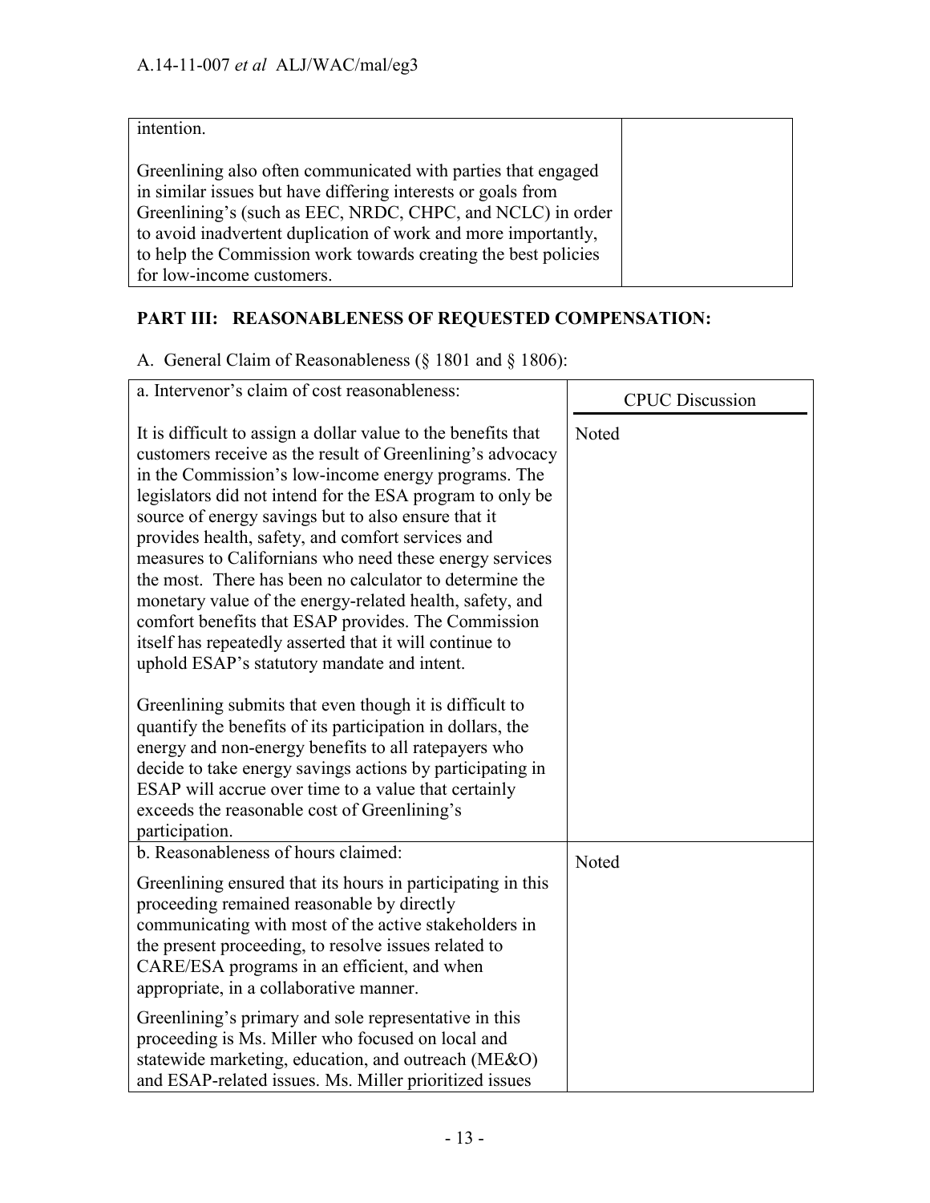| | |
|---|---|
| intention.<br><br>Greenlining also often communicated with parties that engaged in similar issues but have differing interests or goals from Greenlining's (such as EEC, NRDC, CHPC, and NCLC) in order to avoid inadvertent duplication of work and more importantly, to help the Commission work towards creating the best policies for low-income customers. | |

## PART III: REASONABLENESS OF REQUESTED COMPENSATION:

A. General Claim of Reasonableness (§ 1801 and § 1806):

| a. Intervenor's claim of cost reasonableness: | CPUC Discussion |
|---|---|
| It is difficult to assign a dollar value to the benefits that customers receive as the result of Greenlining's advocacy in the Commission's low-income energy programs. The legislators did not intend for the ESA program to only be source of energy savings but to also ensure that it provides health, safety, and comfort services and measures to Californians who need these energy services the most. There has been no calculator to determine the monetary value of the energy-related health, safety, and comfort benefits that ESAP provides. The Commission itself has repeatedly asserted that it will continue to uphold ESAP's statutory mandate and intent.<br><br>Greenlining submits that even though it is difficult to quantify the benefits of its participation in dollars, the energy and non-energy benefits to all ratepayers who decide to take energy savings actions by participating in ESAP will accrue over time to a value that certainly exceeds the reasonable cost of Greenlining's participation. | Noted |
| b. Reasonableness of hours claimed:<br><br>Greenlining ensured that its hours in participating in this proceeding remained reasonable by directly communicating with most of the active stakeholders in the present proceeding, to resolve issues related to CARE/ESA programs in an efficient, and when appropriate, in a collaborative manner.<br><br>Greenlining's primary and sole representative in this proceeding is Ms. Miller who focused on local and statewide marketing, education, and outreach (ME&O) and ESAP-related issues. Ms. Miller prioritized issues | Noted |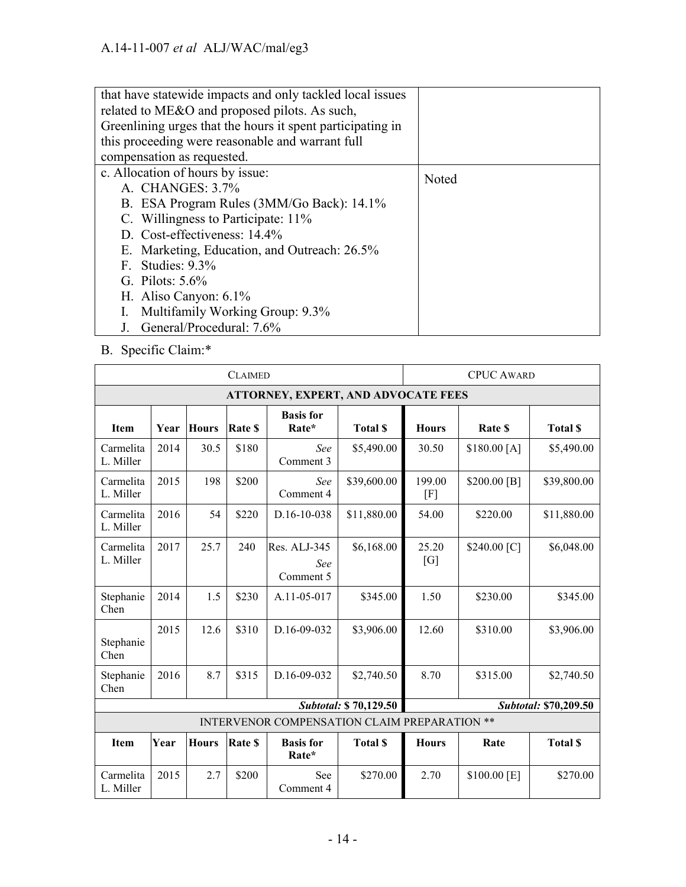| | |
|---|---|
| that have statewide impacts and only tackled local issues related to ME&O and proposed pilots. As such, Greenlining urges that the hours it spent participating in this proceeding were reasonable and warrant full compensation as requested. | |
| c. Allocation of hours by issue:<br>A. CHANGES: 3.7%<br>B. ESA Program Rules (3MM/Go Back): 14.1%<br>C. Willingness to Participate: 11%<br>D. Cost-effectiveness: 14.4%<br>E. Marketing, Education, and Outreach: 26.5%<br>F. Studies: 9.3%<br>G. Pilots: 5.6%<br>H. Aliso Canyon: 6.1%<br>I. Multifamily Working Group: 9.3%<br>J. General/Procedural: 7.6% | Noted |

B. Specific Claim:*

| CLAIMED | | | | | | CPUC AWARD | | |
|---|---|---|---|---|---|---|---|---|
| **ATTORNEY, EXPERT, AND ADVOCATE FEES** | | | | | | | | |
| **Item** | **Year** | **Hours** | **Rate $** | **Basis for Rate*** | **Total $** | **Hours** | **Rate $** | **Total $** |
| Carmelita L. Miller | 2014 | 30.5 | $180 | *See* Comment 3 | $5,490.00 | 30.50 | $180.00 [A] | $5,490.00 |
| Carmelita L. Miller | 2015 | 198 | $200 | *See* Comment 4 | $39,600.00 | 199.00 [F] | $200.00 [B] | $39,800.00 |
| Carmelita L. Miller | 2016 | 54 | $220 | D.16-10-038 | $11,880.00 | 54.00 | $220.00 | $11,880.00 |
| Carmelita L. Miller | 2017 | 25.7 | 240 | Res. ALJ-345 *See* Comment 5 | $6,168.00 | 25.20 [G] | $240.00 [C] | $6,048.00 |
| Stephanie Chen | 2014 | 1.5 | $230 | A.11-05-017 | $345.00 | 1.50 | $230.00 | $345.00 |
| Stephanie Chen | 2015 | 12.6 | $310 | D.16-09-032 | $3,906.00 | 12.60 | $310.00 | $3,906.00 |
| Stephanie Chen | 2016 | 8.7 | $315 | D.16-09-032 | $2,740.50 | 8.70 | $315.00 | $2,740.50 |
| | | | | | ***Subtotal:* $ 70,129.50** | | | ***Subtotal:* $70,209.50** |
| INTERVENOR COMPENSATION CLAIM PREPARATION ** | | | | | | | | |
| **Item** | **Year** | **Hours** | **Rate $** | **Basis for Rate*** | **Total $** | **Hours** | **Rate** | **Total $** |
| Carmelita L. Miller | 2015 | 2.7 | $200 | See Comment 4 | $270.00 | 2.70 | $100.00 [E] | $270.00 |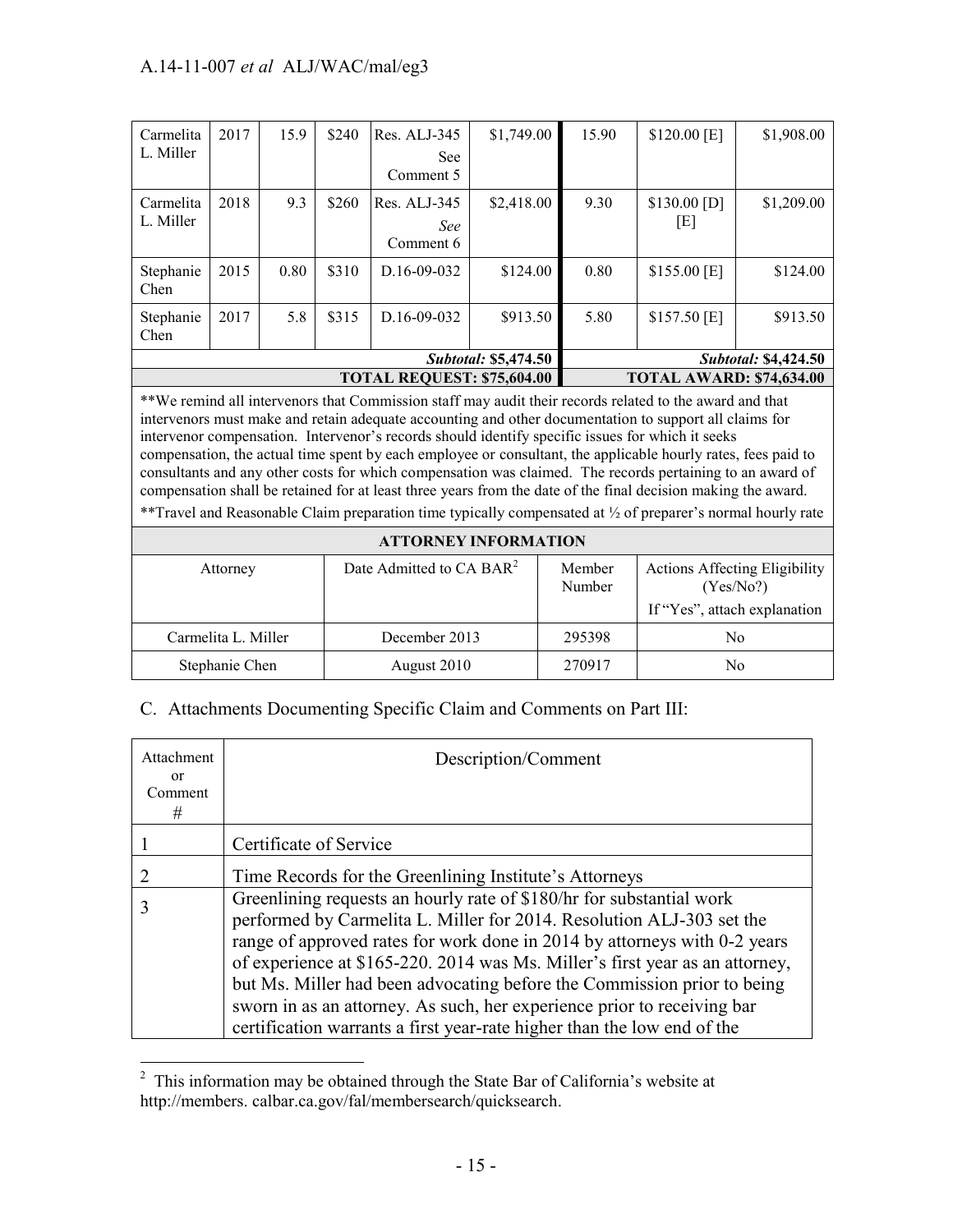| | | | | | | | | |
|---|---|---|---|---|---|---|---|---|
| Carmelita L. Miller | 2017 | 15.9 | $240 | Res. ALJ-345 See Comment 5 | $1,749.00 | 15.90 | $120.00 [E] | $1,908.00 |
| Carmelita L. Miller | 2018 | 9.3 | $260 | Res. ALJ-345 *See* Comment 6 | $2,418.00 | 9.30 | $130.00 [D] [E] | $1,209.00 |
| Stephanie Chen | 2015 | 0.80 | $310 | D.16-09-032 | $124.00 | 0.80 | $155.00 [E] | $124.00 |
| Stephanie Chen | 2017 | 5.8 | $315 | D.16-09-032 | $913.50 | 5.80 | $157.50 [E] | $913.50 |
| | | | | | ***Subtotal:* $5,474.50** | | | ***Subtotal:* $4,424.50** |
| | | | | | **TOTAL REQUEST: $75,604.00** | | | **TOTAL AWARD: $74,634.00** |

**We remind all intervenors that Commission staff may audit their records related to the award and that intervenors must make and retain adequate accounting and other documentation to support all claims for intervenor compensation. Intervenor's records should identify specific issues for which it seeks compensation, the actual time spent by each employee or consultant, the applicable hourly rates, fees paid to consultants and any other costs for which compensation was claimed. The records pertaining to an award of compensation shall be retained for at least three years from the date of the final decision making the award.

**Travel and Reasonable Claim preparation time typically compensated at ½ of preparer's normal hourly rate

**ATTORNEY INFORMATION**

| Attorney | Date Admitted to CA BAR[2] | Member Number | Actions Affecting Eligibility (Yes/No?) If "Yes", attach explanation |
|---|---|---|---|
| Carmelita L. Miller | December 2013 | 295398 | No |
| Stephanie Chen | August 2010 | 270917 | No |

## C. Attachments Documenting Specific Claim and Comments on Part III:

| Attachment or Comment # | Description/Comment |
|---|---|
| 1 | Certificate of Service |
| 2 | Time Records for the Greenlining Institute's Attorneys |
| 3 | Greenlining requests an hourly rate of $180/hr for substantial work performed by Carmelita L. Miller for 2014. Resolution ALJ-303 set the range of approved rates for work done in 2014 by attorneys with 0-2 years of experience at $165-220. 2014 was Ms. Miller's first year as an attorney, but Ms. Miller had been advocating before the Commission prior to being sworn in as an attorney. As such, her experience prior to receiving bar certification warrants a first year-rate higher than the low end of the |

[2] This information may be obtained through the State Bar of California's website at http://members. calbar.ca.gov/fal/membersearch/quicksearch.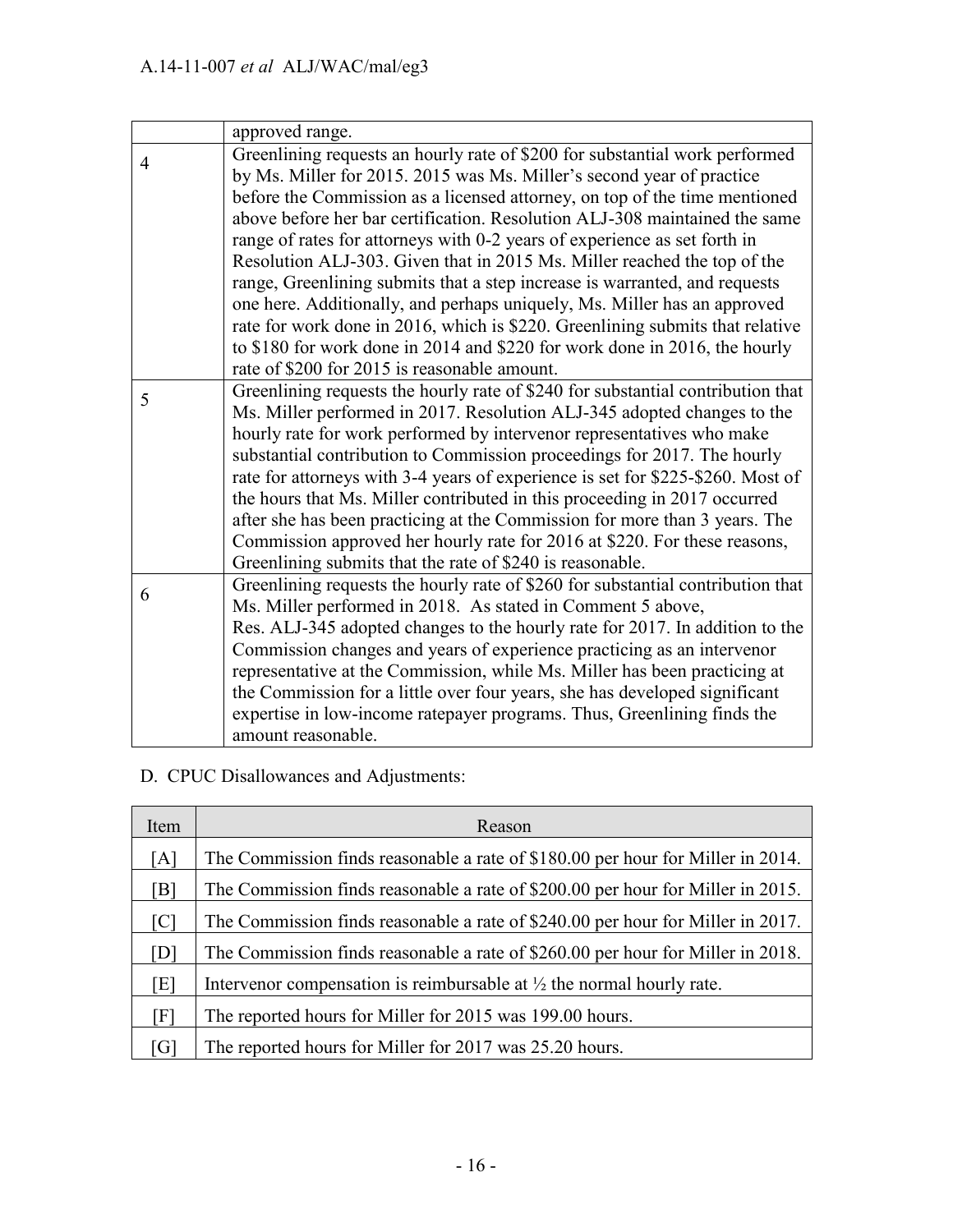| | |
|---|---|
| | approved range. |
| 4 | Greenlining requests an hourly rate of $200 for substantial work performed by Ms. Miller for 2015. 2015 was Ms. Miller's second year of practice before the Commission as a licensed attorney, on top of the time mentioned above before her bar certification. Resolution ALJ-308 maintained the same range of rates for attorneys with 0-2 years of experience as set forth in Resolution ALJ-303. Given that in 2015 Ms. Miller reached the top of the range, Greenlining submits that a step increase is warranted, and requests one here. Additionally, and perhaps uniquely, Ms. Miller has an approved rate for work done in 2016, which is $220. Greenlining submits that relative to $180 for work done in 2014 and $220 for work done in 2016, the hourly rate of $200 for 2015 is reasonable amount. |
| 5 | Greenlining requests the hourly rate of $240 for substantial contribution that Ms. Miller performed in 2017. Resolution ALJ-345 adopted changes to the hourly rate for work performed by intervenor representatives who make substantial contribution to Commission proceedings for 2017. The hourly rate for attorneys with 3-4 years of experience is set for $225-$260. Most of the hours that Ms. Miller contributed in this proceeding in 2017 occurred after she has been practicing at the Commission for more than 3 years. The Commission approved her hourly rate for 2016 at $220. For these reasons, Greenlining submits that the rate of $240 is reasonable. |
| 6 | Greenlining requests the hourly rate of $260 for substantial contribution that Ms. Miller performed in 2018. As stated in Comment 5 above, Res. ALJ-345 adopted changes to the hourly rate for 2017. In addition to the Commission changes and years of experience practicing as an intervenor representative at the Commission, while Ms. Miller has been practicing at the Commission for a little over four years, she has developed significant expertise in low-income ratepayer programs. Thus, Greenlining finds the amount reasonable. |

D. CPUC Disallowances and Adjustments:

| Item | Reason |
|---|---|
| [A] | The Commission finds reasonable a rate of $180.00 per hour for Miller in 2014. |
| [B] | The Commission finds reasonable a rate of $200.00 per hour for Miller in 2015. |
| [C] | The Commission finds reasonable a rate of $240.00 per hour for Miller in 2017. |
| [D] | The Commission finds reasonable a rate of $260.00 per hour for Miller in 2018. |
| [E] | Intervenor compensation is reimbursable at ½ the normal hourly rate. |
| [F] | The reported hours for Miller for 2015 was 199.00 hours. |
| [G] | The reported hours for Miller for 2017 was 25.20 hours. |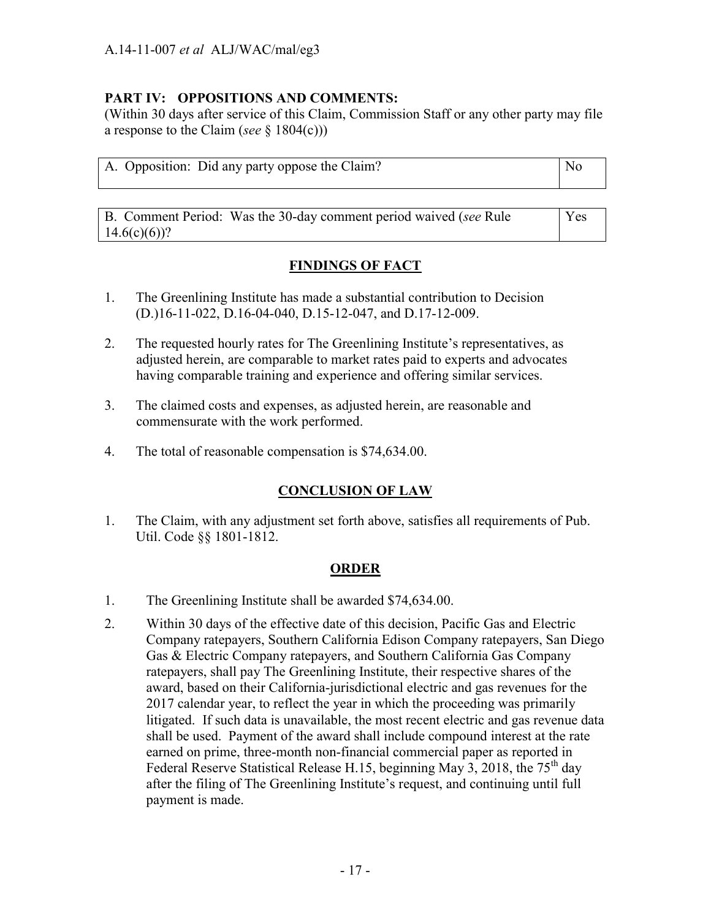## PART IV: OPPOSITIONS AND COMMENTS:

(Within 30 days after service of this Claim, Commission Staff or any other party may file a response to the Claim (*see* § 1804(c)))

| | |
|---|---|
| A. Opposition: Did any party oppose the Claim? | No |

| | |
|---|---|
| B. Comment Period: Was the 30-day comment period waived (*see* Rule 14.6(c)(6))? | Yes |

### FINDINGS OF FACT

1. The Greenlining Institute has made a substantial contribution to Decision (D.)16-11-022, D.16-04-040, D.15-12-047, and D.17-12-009.
2. The requested hourly rates for The Greenlining Institute's representatives, as adjusted herein, are comparable to market rates paid to experts and advocates having comparable training and experience and offering similar services.
3. The claimed costs and expenses, as adjusted herein, are reasonable and commensurate with the work performed.
4. The total of reasonable compensation is $74,634.00.

### CONCLUSION OF LAW

1. The Claim, with any adjustment set forth above, satisfies all requirements of Pub. Util. Code §§ 1801-1812.

### ORDER

1. The Greenlining Institute shall be awarded $74,634.00.
2. Within 30 days of the effective date of this decision, Pacific Gas and Electric Company ratepayers, Southern California Edison Company ratepayers, San Diego Gas & Electric Company ratepayers, and Southern California Gas Company ratepayers, shall pay The Greenlining Institute, their respective shares of the award, based on their California-jurisdictional electric and gas revenues for the 2017 calendar year, to reflect the year in which the proceeding was primarily litigated. If such data is unavailable, the most recent electric and gas revenue data shall be used. Payment of the award shall include compound interest at the rate earned on prime, three-month non-financial commercial paper as reported in Federal Reserve Statistical Release H.15, beginning May 3, 2018, the 75th day after the filing of The Greenlining Institute's request, and continuing until full payment is made.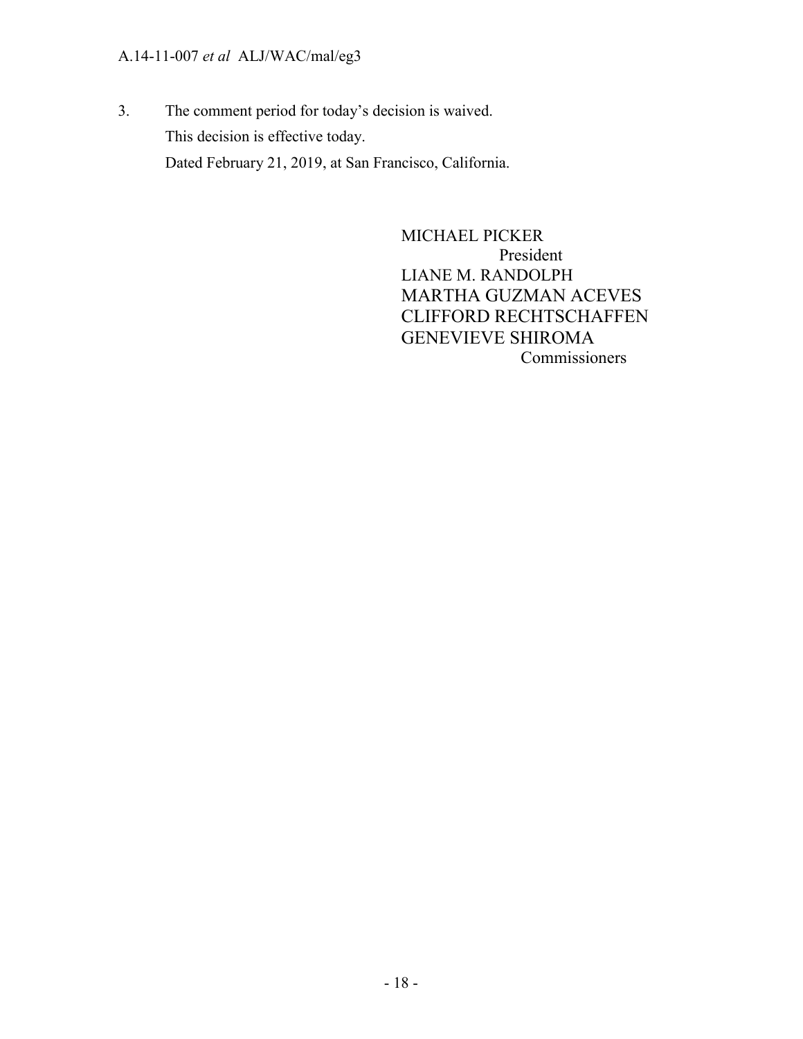3. The comment period for today's decision is waived.

This decision is effective today.

Dated February 21, 2019, at San Francisco, California.

MICHAEL PICKER
President
LIANE M. RANDOLPH
MARTHA GUZMAN ACEVES
CLIFFORD RECHTSCHAFFEN
GENEVIEVE SHIROMA
Commissioners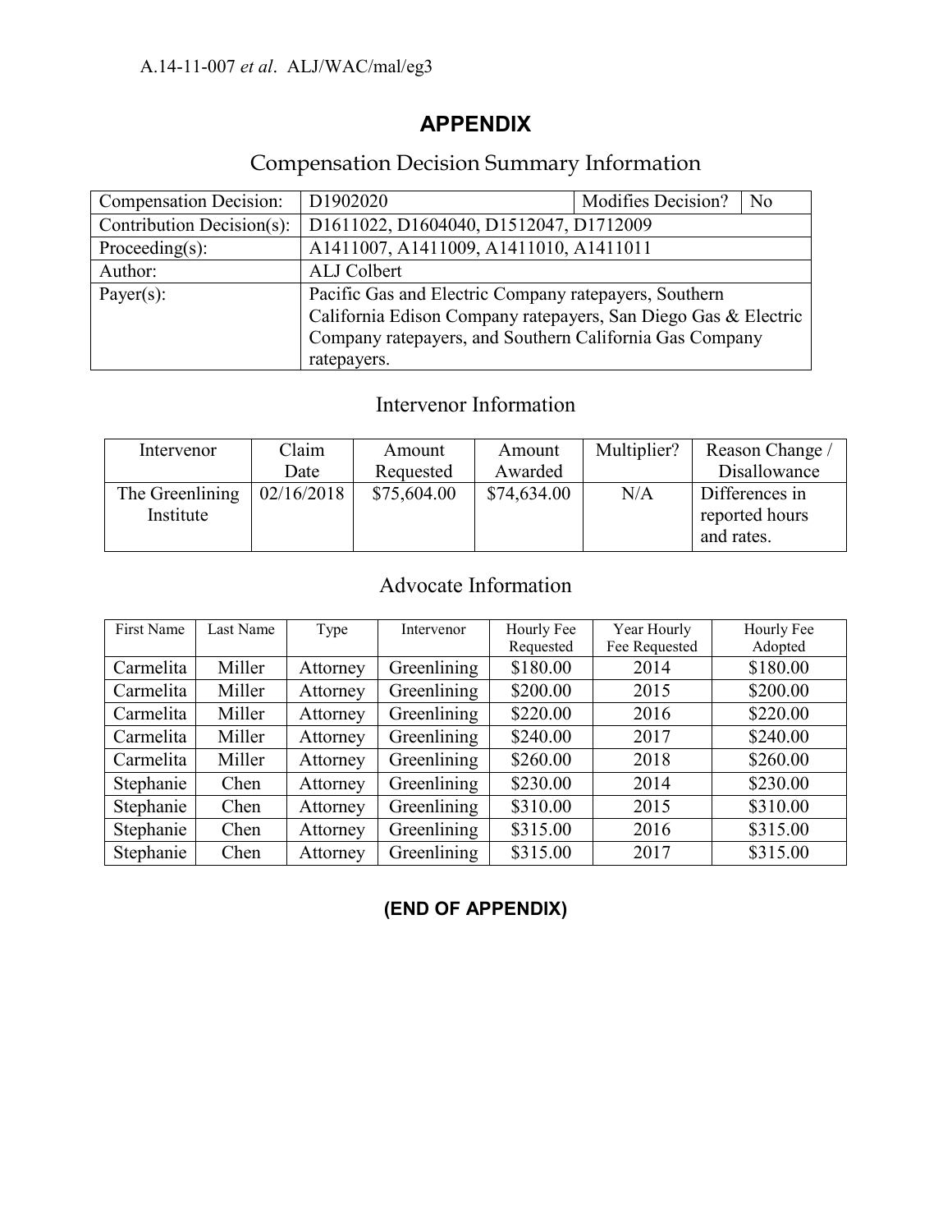# APPENDIX

## Compensation Decision Summary Information

| | | | |
|---|---|---|---|
| Compensation Decision: | D1902020 | Modifies Decision? | No |
| Contribution Decision(s): | D1611022, D1604040, D1512047, D1712009 | | |
| Proceeding(s): | A1411007, A1411009, A1411010, A1411011 | | |
| Author: | ALJ Colbert | | |
| Payer(s): | Pacific Gas and Electric Company ratepayers, Southern California Edison Company ratepayers, San Diego Gas & Electric Company ratepayers, and Southern California Gas Company ratepayers. | | |

## Intervenor Information

| Intervenor | Claim Date | Amount Requested | Amount Awarded | Multiplier? | Reason Change / Disallowance |
|---|---|---|---|---|---|
| The Greenlining Institute | 02/16/2018 | $75,604.00 | $74,634.00 | N/A | Differences in reported hours and rates. |

## Advocate Information

| First Name | Last Name | Type | Intervenor | Hourly Fee Requested | Year Hourly Fee Requested | Hourly Fee Adopted |
|---|---|---|---|---|---|---|
| Carmelita | Miller | Attorney | Greenlining | $180.00 | 2014 | $180.00 |
| Carmelita | Miller | Attorney | Greenlining | $200.00 | 2015 | $200.00 |
| Carmelita | Miller | Attorney | Greenlining | $220.00 | 2016 | $220.00 |
| Carmelita | Miller | Attorney | Greenlining | $240.00 | 2017 | $240.00 |
| Carmelita | Miller | Attorney | Greenlining | $260.00 | 2018 | $260.00 |
| Stephanie | Chen | Attorney | Greenlining | $230.00 | 2014 | $230.00 |
| Stephanie | Chen | Attorney | Greenlining | $310.00 | 2015 | $310.00 |
| Stephanie | Chen | Attorney | Greenlining | $315.00 | 2016 | $315.00 |
| Stephanie | Chen | Attorney | Greenlining | $315.00 | 2017 | $315.00 |

**(END OF APPENDIX)**